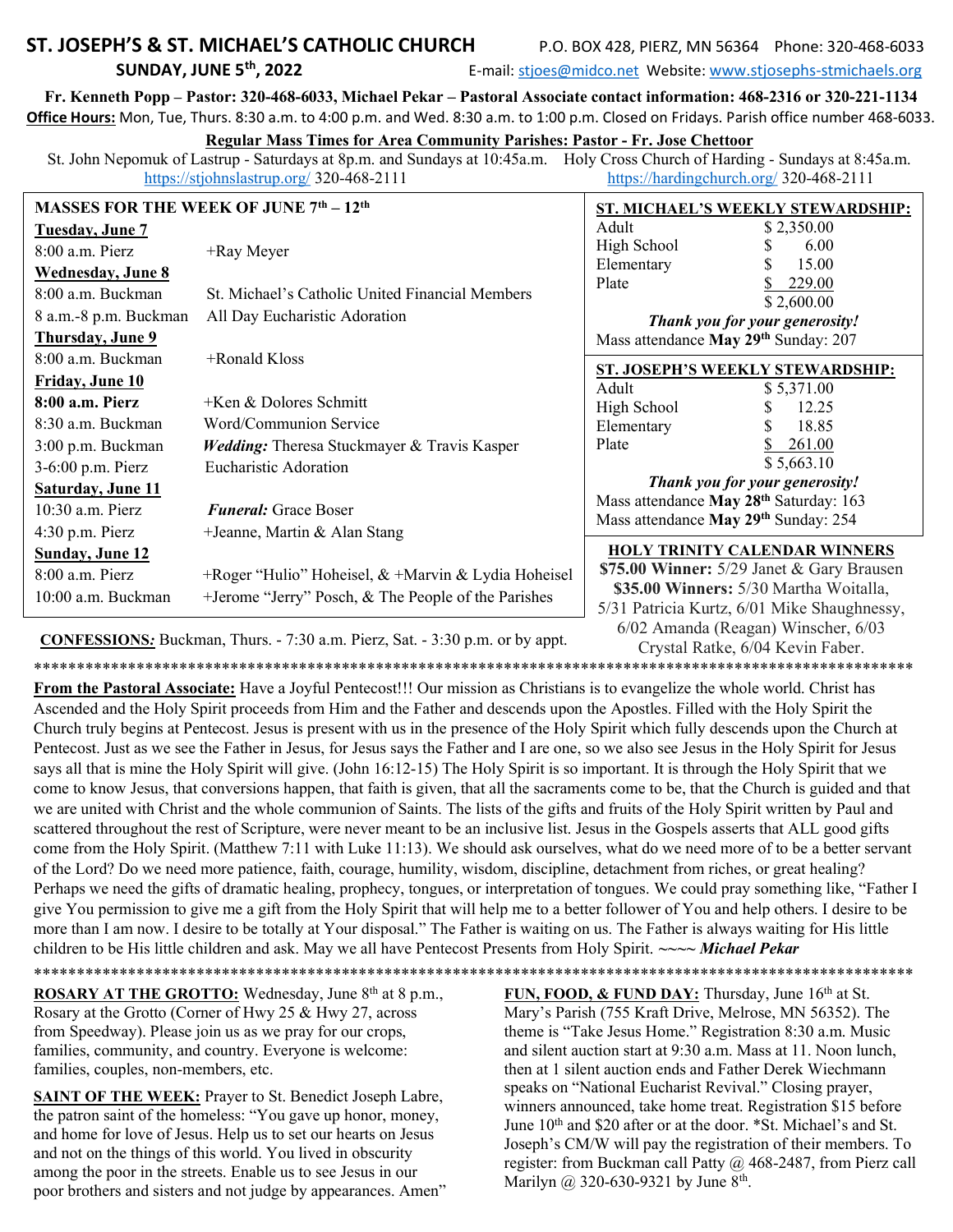# ST. JOSEPH'S & ST. MICHAEL'S CATHOLIC CHURCH

P.O. BOX 428, PIERZ, MN 56364 Phone: 320-468-6033

**SUNDAY, JUNE 5th, 2022**

E-mail: stjoes@midco.net Website: www.stjosephs-stmichaels.org

**Fr. Kenneth Popp – Pastor: 320-468-6033, Michael Pekar – Pastoral Associate contact information: 468-2316 or 320-221-1134**

**Office Hours:** Mon, Tue, Thurs. 8:30 a.m. to 4:00 p.m. and Wed. 8:30 a.m. to 1:00 p.m. Closed on Fridays. Parish office number 468-6033.

**Regular Mass Times for Area Community Parishes: Pastor - Fr. Jose Chettoor**

St. John Nepomuk of Lastrup - Saturdays at 8p.m. and Sundays at 10:45a.m. https://stjohnslastrup.org/ 320-468-2111

Holy Cross Church of Harding - Sundays at 8:45a.m. https://hardingchurch.org/ 320-468-2111

## MASSES FOR THE WEEK OF JUNE 7th – 12th

**Tuesday, June 7**

| | |
|---|---|
| 8:00 a.m. Pierz | +Ray Meyer |

**Wednesday, June 8**

| | |
|---|---|
| 8:00 a.m. Buckman | St. Michael's Catholic United Financial Members |
| 8 a.m.-8 p.m. Buckman | All Day Eucharistic Adoration |

**Thursday, June 9**

| | |
|---|---|
| 8:00 a.m. Buckman | +Ronald Kloss |

**Friday, June 10**

| | |
|---|---|
| **8:00 a.m. Pierz** | +Ken & Dolores Schmitt |
| 8:30 a.m. Buckman | Word/Communion Service |
| 3:00 p.m. Buckman | ***Wedding:*** Theresa Stuckmayer & Travis Kasper |
| 3-6:00 p.m. Pierz | Eucharistic Adoration |

**Saturday, June 11**

| | |
|---|---|
| 10:30 a.m. Pierz | ***Funeral:*** Grace Boser |
| 4:30 p.m. Pierz | +Jeanne, Martin & Alan Stang |

**Sunday, June 12**

| | |
|---|---|
| 8:00 a.m. Pierz | +Roger "Hulio" Hoheisel, & +Marvin & Lydia Hoheisel |
| 10:00 a.m. Buckman | +Jerome "Jerry" Posch, & The People of the Parishes |

**CONFESSIONS:** Buckman, Thurs. - 7:30 a.m. Pierz, Sat. - 3:30 p.m. or by appt.

## ST. MICHAEL'S WEEKLY STEWARDSHIP:

| | |
|---|---|
| Adult | $ 2,350.00 |
| High School | $ 6.00 |
| Elementary | $ 15.00 |
| Plate | $ 229.00 |
| | $ 2,600.00 |

***Thank you for your generosity!***

Mass attendance **May 29th** Sunday: 207

## ST. JOSEPH'S WEEKLY STEWARDSHIP:

| | |
|---|---|
| Adult | $ 5,371.00 |
| High School | $ 12.25 |
| Elementary | $ 18.85 |
| Plate | $ 261.00 |
| | $ 5,663.10 |

***Thank you for your generosity!***

Mass attendance **May 28th** Saturday: 163

Mass attendance **May 29th** Sunday: 254

## HOLY TRINITY CALENDAR WINNERS

**$75.00 Winner:** 5/29 Janet & Gary Brausen

**$35.00 Winners:** 5/30 Martha Woitalla, 5/31 Patricia Kurtz, 6/01 Mike Shaughnessy, 6/02 Amanda (Reagan) Winscher, 6/03 Crystal Ratke, 6/04 Kevin Faber.

---

**From the Pastoral Associate:** Have a Joyful Pentecost!!! Our mission as Christians is to evangelize the whole world. Christ has Ascended and the Holy Spirit proceeds from Him and the Father and descends upon the Apostles. Filled with the Holy Spirit the Church truly begins at Pentecost. Jesus is present with us in the presence of the Holy Spirit which fully descends upon the Church at Pentecost. Just as we see the Father in Jesus, for Jesus says the Father and I are one, so we also see Jesus in the Holy Spirit for Jesus says all that is mine the Holy Spirit will give. (John 16:12-15) The Holy Spirit is so important. It is through the Holy Spirit that we come to know Jesus, that conversions happen, that faith is given, that all the sacraments come to be, that the Church is guided and that we are united with Christ and the whole communion of Saints. The lists of the gifts and fruits of the Holy Spirit written by Paul and scattered throughout the rest of Scripture, were never meant to be an inclusive list. Jesus in the Gospels asserts that ALL good gifts come from the Holy Spirit. (Matthew 7:11 with Luke 11:13). We should ask ourselves, what do we need more of to be a better servant of the Lord? Do we need more patience, faith, courage, humility, wisdom, discipline, detachment from riches, or great healing? Perhaps we need the gifts of dramatic healing, prophecy, tongues, or interpretation of tongues. We could pray something like, "Father I give You permission to give me a gift from the Holy Spirit that will help me to a better follower of You and help others. I desire to be more than I am now. I desire to be totally at Your disposal." The Father is waiting on us. The Father is always waiting for His little children to be His little children and ask. May we all have Pentecost Presents from Holy Spirit. ~~~~ ***Michael Pekar***

---

**ROSARY AT THE GROTTO:** Wednesday, June 8th at 8 p.m., Rosary at the Grotto (Corner of Hwy 25 & Hwy 27, across from Speedway). Please join us as we pray for our crops, families, community, and country. Everyone is welcome: families, couples, non-members, etc.

**SAINT OF THE WEEK:** Prayer to St. Benedict Joseph Labre, the patron saint of the homeless: "You gave up honor, money, and home for love of Jesus. Help us to set our hearts on Jesus and not on the things of this world. You lived in obscurity among the poor in the streets. Enable us to see Jesus in our poor brothers and sisters and not judge by appearances. Amen"

**FUN, FOOD, & FUND DAY:** Thursday, June 16th at St. Mary's Parish (755 Kraft Drive, Melrose, MN 56352). The theme is "Take Jesus Home." Registration 8:30 a.m. Music and silent auction start at 9:30 a.m. Mass at 11. Noon lunch, then at 1 silent auction ends and Father Derek Wiechmann speaks on "National Eucharist Revival." Closing prayer, winners announced, take home treat. Registration $15 before June 10th and $20 after or at the door. *St. Michael's and St. Joseph's CM/W will pay the registration of their members. To register: from Buckman call Patty @ 468-2487, from Pierz call Marilyn @ 320-630-9321 by June 8th.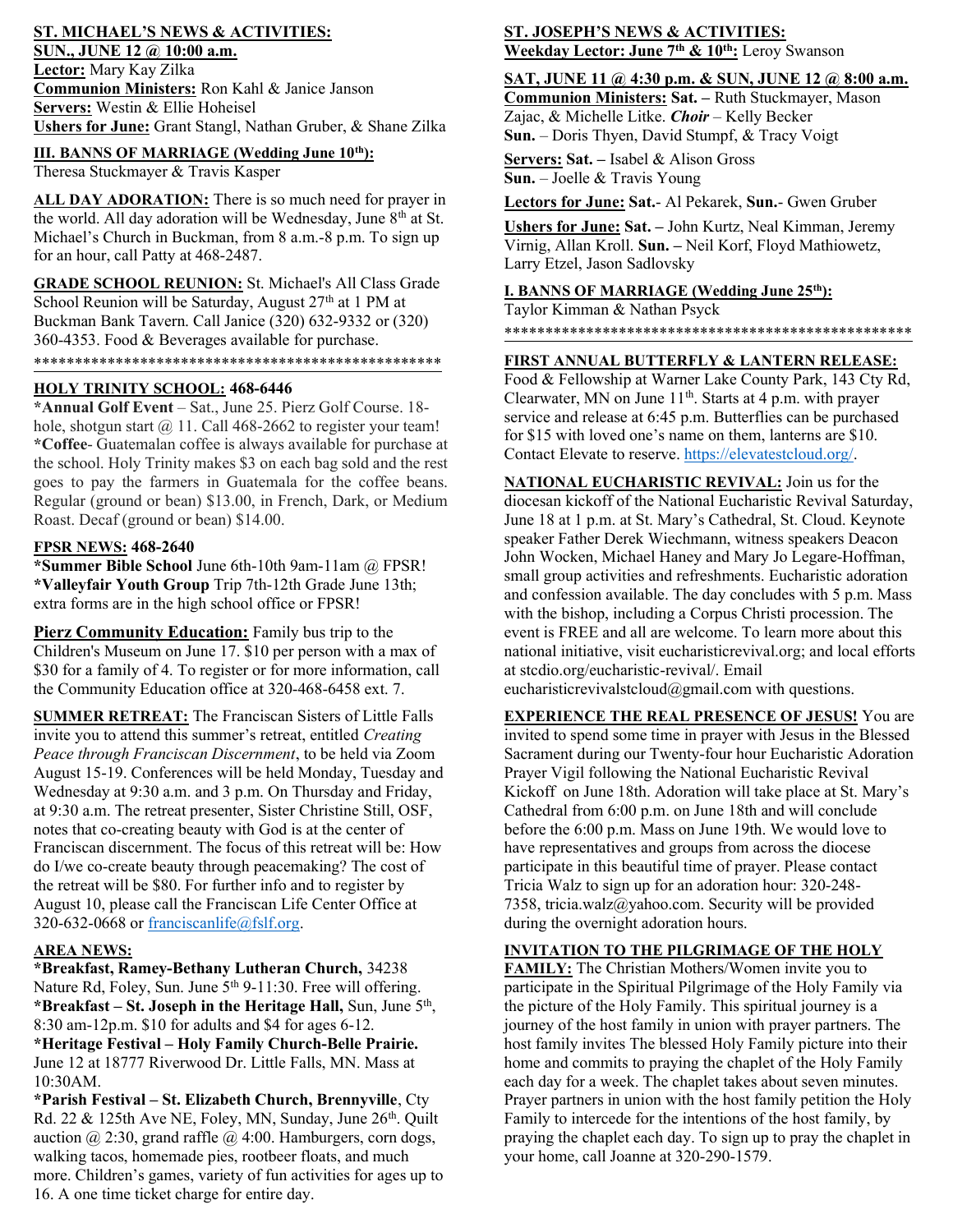## ST. MICHAEL'S NEWS & ACTIVITIES:

**SUN., JUNE 12 @ 10:00 a.m.**

**Lector:** Mary Kay Zilka
**Communion Ministers:** Ron Kahl & Janice Janson
**Servers:** Westin & Ellie Hoheisel
**Ushers for June:** Grant Stangl, Nathan Gruber, & Shane Zilka

**III. BANNS OF MARRIAGE (Wedding June 10th):**
Theresa Stuckmayer & Travis Kasper

**ALL DAY ADORATION:** There is so much need for prayer in the world. All day adoration will be Wednesday, June 8th at St. Michael's Church in Buckman, from 8 a.m.-8 p.m. To sign up for an hour, call Patty at 468-2487.

**GRADE SCHOOL REUNION:** St. Michael's All Class Grade School Reunion will be Saturday, August 27th at 1 PM at Buckman Bank Tavern. Call Janice (320) 632-9332 or (320) 360-4353. Food & Beverages available for purchase.

***************************************************

**HOLY TRINITY SCHOOL: 468-6446**

***Annual Golf Event** – Sat., June 25. Pierz Golf Course. 18-hole, shotgun start @ 11. Call 468-2662 to register your team!
***Coffee**- Guatemalan coffee is always available for purchase at the school. Holy Trinity makes $3 on each bag sold and the rest goes to pay the farmers in Guatemala for the coffee beans. Regular (ground or bean) $13.00, in French, Dark, or Medium Roast. Decaf (ground or bean) $14.00.

**FPSR NEWS: 468-2640**

***Summer Bible School** June 6th-10th 9am-11am @ FPSR!
***Valleyfair Youth Group** Trip 7th-12th Grade June 13th; extra forms are in the high school office or FPSR!

**Pierz Community Education:** Family bus trip to the Children's Museum on June 17. $10 per person with a max of $30 for a family of 4. To register or for more information, call the Community Education office at 320-468-6458 ext. 7.

**SUMMER RETREAT:** The Franciscan Sisters of Little Falls invite you to attend this summer's retreat, entitled *Creating Peace through Franciscan Discernment*, to be held via Zoom August 15-19. Conferences will be held Monday, Tuesday and Wednesday at 9:30 a.m. and 3 p.m. On Thursday and Friday, at 9:30 a.m. The retreat presenter, Sister Christine Still, OSF, notes that co-creating beauty with God is at the center of Franciscan discernment. The focus of this retreat will be: How do I/we co-create beauty through peacemaking? The cost of the retreat will be $80. For further info and to register by August 10, please call the Franciscan Life Center Office at 320-632-0668 or franciscanlife@fslf.org.

**AREA NEWS:**

***Breakfast, Ramey-Bethany Lutheran Church,** 34238 Nature Rd, Foley, Sun. June 5th 9-11:30. Free will offering.
***Breakfast – St. Joseph in the Heritage Hall,** Sun, June 5th, 8:30 am-12p.m. $10 for adults and $4 for ages 6-12.
***Heritage Festival – Holy Family Church-Belle Prairie.** June 12 at 18777 Riverwood Dr. Little Falls, MN. Mass at 10:30AM.
***Parish Festival – St. Elizabeth Church, Brennyville**, Cty Rd. 22 & 125th Ave NE, Foley, MN, Sunday, June 26th. Quilt auction @ 2:30, grand raffle @ 4:00. Hamburgers, corn dogs, walking tacos, homemade pies, rootbeer floats, and much more. Children's games, variety of fun activities for ages up to 16. A one time ticket charge for entire day.

## ST. JOSEPH'S NEWS & ACTIVITIES:

**Weekday Lector: June 7th & 10th:** Leroy Swanson

**SAT, JUNE 11 @ 4:30 p.m. & SUN, JUNE 12 @ 8:00 a.m.**
**Communion Ministers: Sat. –** Ruth Stuckmayer, Mason Zajac, & Michelle Litke. ***Choir*** – Kelly Becker
**Sun.** – Doris Thyen, David Stumpf, & Tracy Voigt

**Servers: Sat. –** Isabel & Alison Gross
**Sun.** – Joelle & Travis Young

**Lectors for June: Sat.**- Al Pekarek, **Sun.**- Gwen Gruber

**Ushers for June: Sat. –** John Kurtz, Neal Kimman, Jeremy Virnig, Allan Kroll. **Sun. –** Neil Korf, Floyd Mathiowetz, Larry Etzel, Jason Sadlovsky

**I. BANNS OF MARRIAGE (Wedding June 25th):**
Taylor Kimman & Nathan Psyck

***************************************************

**FIRST ANNUAL BUTTERFLY & LANTERN RELEASE:** Food & Fellowship at Warner Lake County Park, 143 Cty Rd, Clearwater, MN on June 11th. Starts at 4 p.m. with prayer service and release at 6:45 p.m. Butterflies can be purchased for $15 with loved one's name on them, lanterns are $10. Contact Elevate to reserve. https://elevatestcloud.org/.

**NATIONAL EUCHARISTIC REVIVAL:** Join us for the diocesan kickoff of the National Eucharistic Revival Saturday, June 18 at 1 p.m. at St. Mary's Cathedral, St. Cloud. Keynote speaker Father Derek Wiechmann, witness speakers Deacon John Wocken, Michael Haney and Mary Jo Legare-Hoffman, small group activities and refreshments. Eucharistic adoration and confession available. The day concludes with 5 p.m. Mass with the bishop, including a Corpus Christi procession. The event is FREE and all are welcome. To learn more about this national initiative, visit eucharisticrevival.org; and local efforts at stcdio.org/eucharistic-revival/. Email eucharisticrevivalstcloud@gmail.com with questions.

**EXPERIENCE THE REAL PRESENCE OF JESUS!** You are invited to spend some time in prayer with Jesus in the Blessed Sacrament during our Twenty-four hour Eucharistic Adoration Prayer Vigil following the National Eucharistic Revival Kickoff on June 18th. Adoration will take place at St. Mary's Cathedral from 6:00 p.m. on June 18th and will conclude before the 6:00 p.m. Mass on June 19th. We would love to have representatives and groups from across the diocese participate in this beautiful time of prayer. Please contact Tricia Walz to sign up for an adoration hour: 320-248-7358, tricia.walz@yahoo.com. Security will be provided during the overnight adoration hours.

**INVITATION TO THE PILGRIMAGE OF THE HOLY FAMILY:** The Christian Mothers/Women invite you to participate in the Spiritual Pilgrimage of the Holy Family via the picture of the Holy Family. This spiritual journey is a journey of the host family in union with prayer partners. The host family invites The blessed Holy Family picture into their home and commits to praying the chaplet of the Holy Family each day for a week. The chaplet takes about seven minutes. Prayer partners in union with the host family petition the Holy Family to intercede for the intentions of the host family, by praying the chaplet each day. To sign up to pray the chaplet in your home, call Joanne at 320-290-1579.